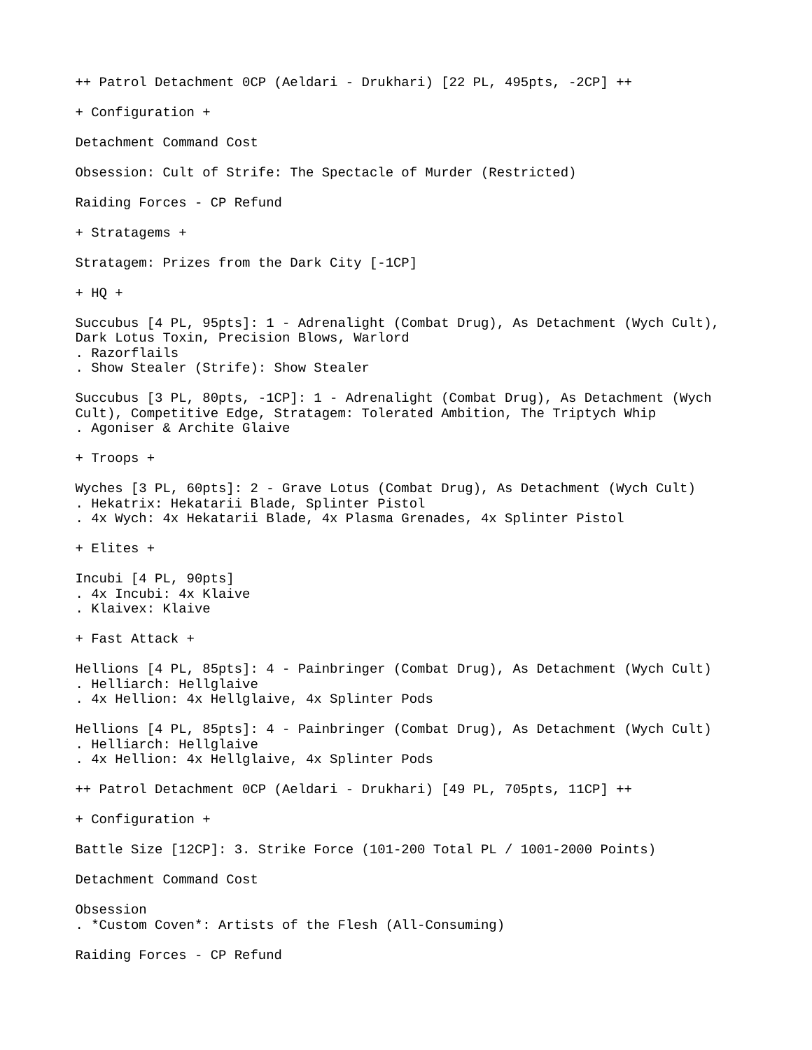++ Patrol Detachment 0CP (Aeldari - Drukhari) [22 PL, 495pts, -2CP] ++

+ Configuration +

Detachment Command Cost

Obsession: Cult of Strife: The Spectacle of Murder (Restricted)

Raiding Forces - CP Refund

+ Stratagems +

Stratagem: Prizes from the Dark City [-1CP]

+ HQ +

Succubus [4 PL, 95pts]: 1 - Adrenalight (Combat Drug), As Detachment (Wych Cult), Dark Lotus Toxin, Precision Blows, Warlord
. Razorflails
. Show Stealer (Strife): Show Stealer

Succubus [3 PL, 80pts, -1CP]: 1 - Adrenalight (Combat Drug), As Detachment (Wych Cult), Competitive Edge, Stratagem: Tolerated Ambition, The Triptych Whip
. Agoniser & Archite Glaive

+ Troops +

Wyches [3 PL, 60pts]: 2 - Grave Lotus (Combat Drug), As Detachment (Wych Cult)
. Hekatrix: Hekatarii Blade, Splinter Pistol
. 4x Wych: 4x Hekatarii Blade, 4x Plasma Grenades, 4x Splinter Pistol

+ Elites +

Incubi [4 PL, 90pts]
. 4x Incubi: 4x Klaive
. Klaivex: Klaive

+ Fast Attack +

Hellions [4 PL, 85pts]: 4 - Painbringer (Combat Drug), As Detachment (Wych Cult)
. Helliarch: Hellglaive
. 4x Hellion: 4x Hellglaive, 4x Splinter Pods

Hellions [4 PL, 85pts]: 4 - Painbringer (Combat Drug), As Detachment (Wych Cult)
. Helliarch: Hellglaive
. 4x Hellion: 4x Hellglaive, 4x Splinter Pods

++ Patrol Detachment 0CP (Aeldari - Drukhari) [49 PL, 705pts, 11CP] ++

+ Configuration +

Battle Size [12CP]: 3. Strike Force (101-200 Total PL / 1001-2000 Points)

Detachment Command Cost

Obsession
. *Custom Coven*: Artists of the Flesh (All-Consuming)

Raiding Forces - CP Refund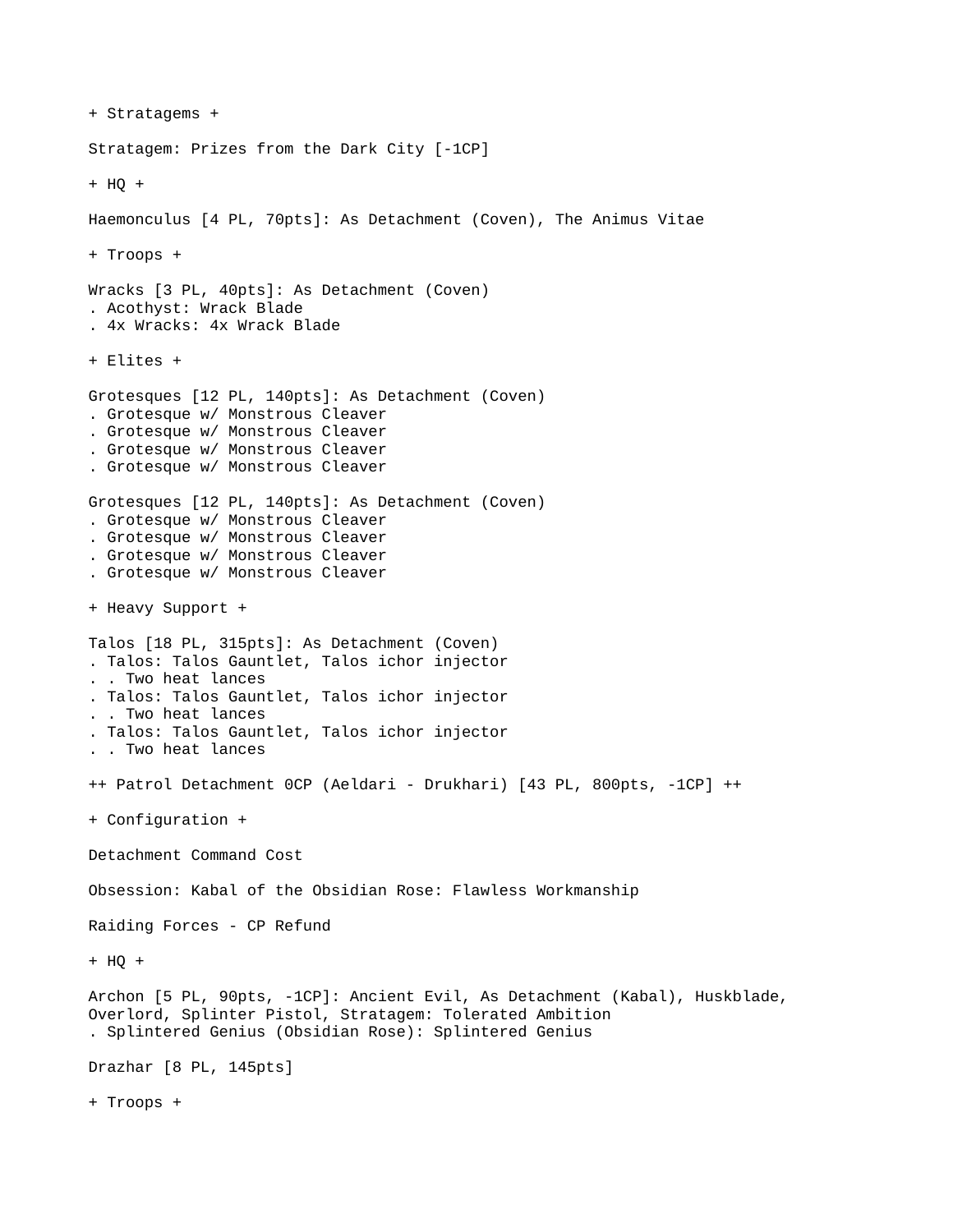+ Stratagems +

Stratagem: Prizes from the Dark City [-1CP]

+ HQ +

Haemonculus [4 PL, 70pts]: As Detachment (Coven), The Animus Vitae

+ Troops +

Wracks [3 PL, 40pts]: As Detachment (Coven)
. Acothyst: Wrack Blade
. 4x Wracks: 4x Wrack Blade

+ Elites +

Grotesques [12 PL, 140pts]: As Detachment (Coven)
. Grotesque w/ Monstrous Cleaver
. Grotesque w/ Monstrous Cleaver
. Grotesque w/ Monstrous Cleaver
. Grotesque w/ Monstrous Cleaver

Grotesques [12 PL, 140pts]: As Detachment (Coven)
. Grotesque w/ Monstrous Cleaver
. Grotesque w/ Monstrous Cleaver
. Grotesque w/ Monstrous Cleaver
. Grotesque w/ Monstrous Cleaver

+ Heavy Support +

Talos [18 PL, 315pts]: As Detachment (Coven)
. Talos: Talos Gauntlet, Talos ichor injector
. . Two heat lances
. Talos: Talos Gauntlet, Talos ichor injector
. . Two heat lances
. Talos: Talos Gauntlet, Talos ichor injector
. . Two heat lances

++ Patrol Detachment 0CP (Aeldari - Drukhari) [43 PL, 800pts, -1CP] ++

+ Configuration +

Detachment Command Cost

Obsession: Kabal of the Obsidian Rose: Flawless Workmanship

Raiding Forces - CP Refund

+ HQ +

Archon [5 PL, 90pts, -1CP]: Ancient Evil, As Detachment (Kabal), Huskblade, Overlord, Splinter Pistol, Stratagem: Tolerated Ambition
. Splintered Genius (Obsidian Rose): Splintered Genius

Drazhar [8 PL, 145pts]

+ Troops +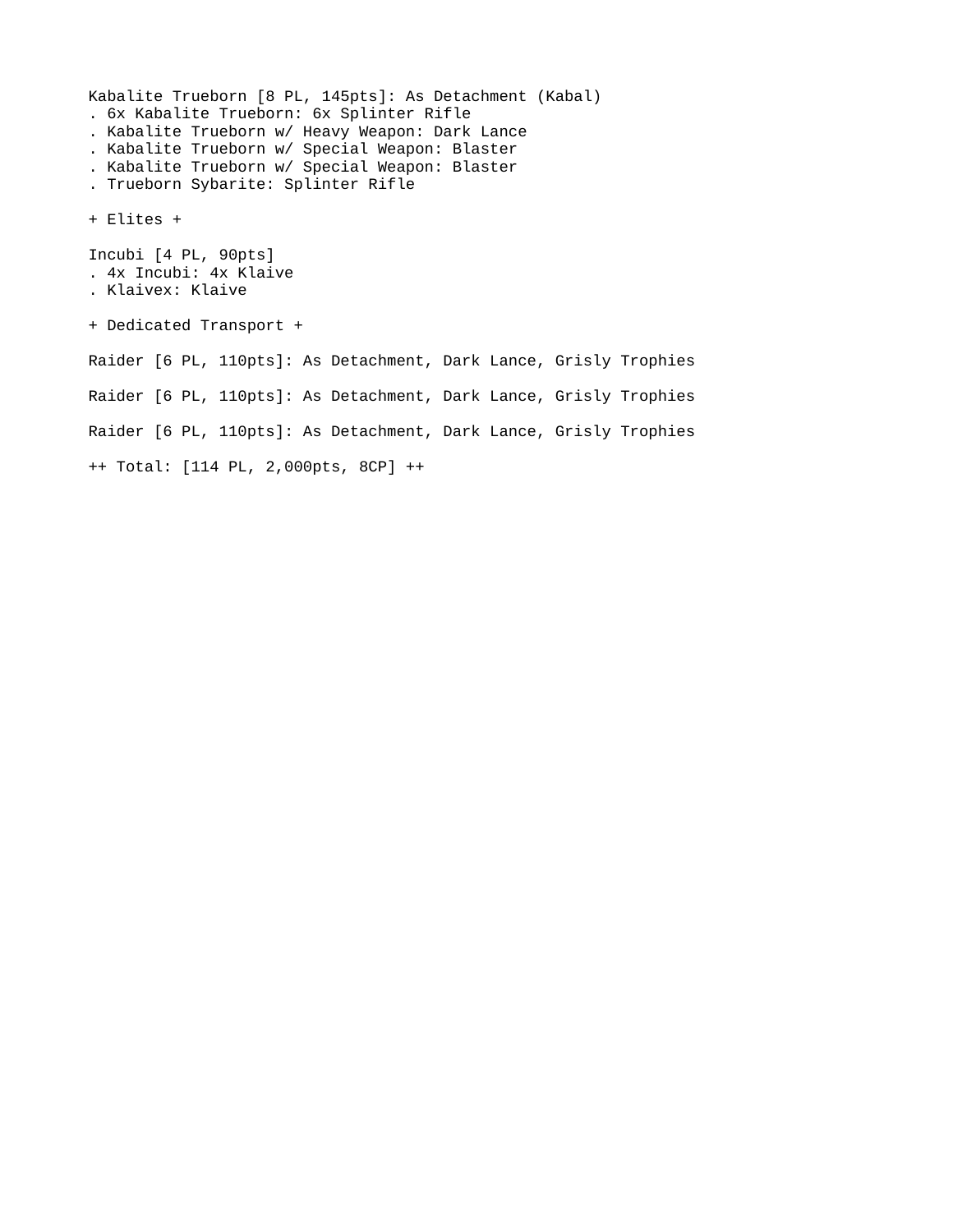Kabalite Trueborn [8 PL, 145pts]: As Detachment (Kabal)
. 6x Kabalite Trueborn: 6x Splinter Rifle
. Kabalite Trueborn w/ Heavy Weapon: Dark Lance
. Kabalite Trueborn w/ Special Weapon: Blaster
. Kabalite Trueborn w/ Special Weapon: Blaster
. Trueborn Sybarite: Splinter Rifle

+ Elites +

Incubi [4 PL, 90pts]
. 4x Incubi: 4x Klaive
. Klaivex: Klaive

+ Dedicated Transport +

Raider [6 PL, 110pts]: As Detachment, Dark Lance, Grisly Trophies

Raider [6 PL, 110pts]: As Detachment, Dark Lance, Grisly Trophies

Raider [6 PL, 110pts]: As Detachment, Dark Lance, Grisly Trophies

++ Total: [114 PL, 2,000pts, 8CP] ++